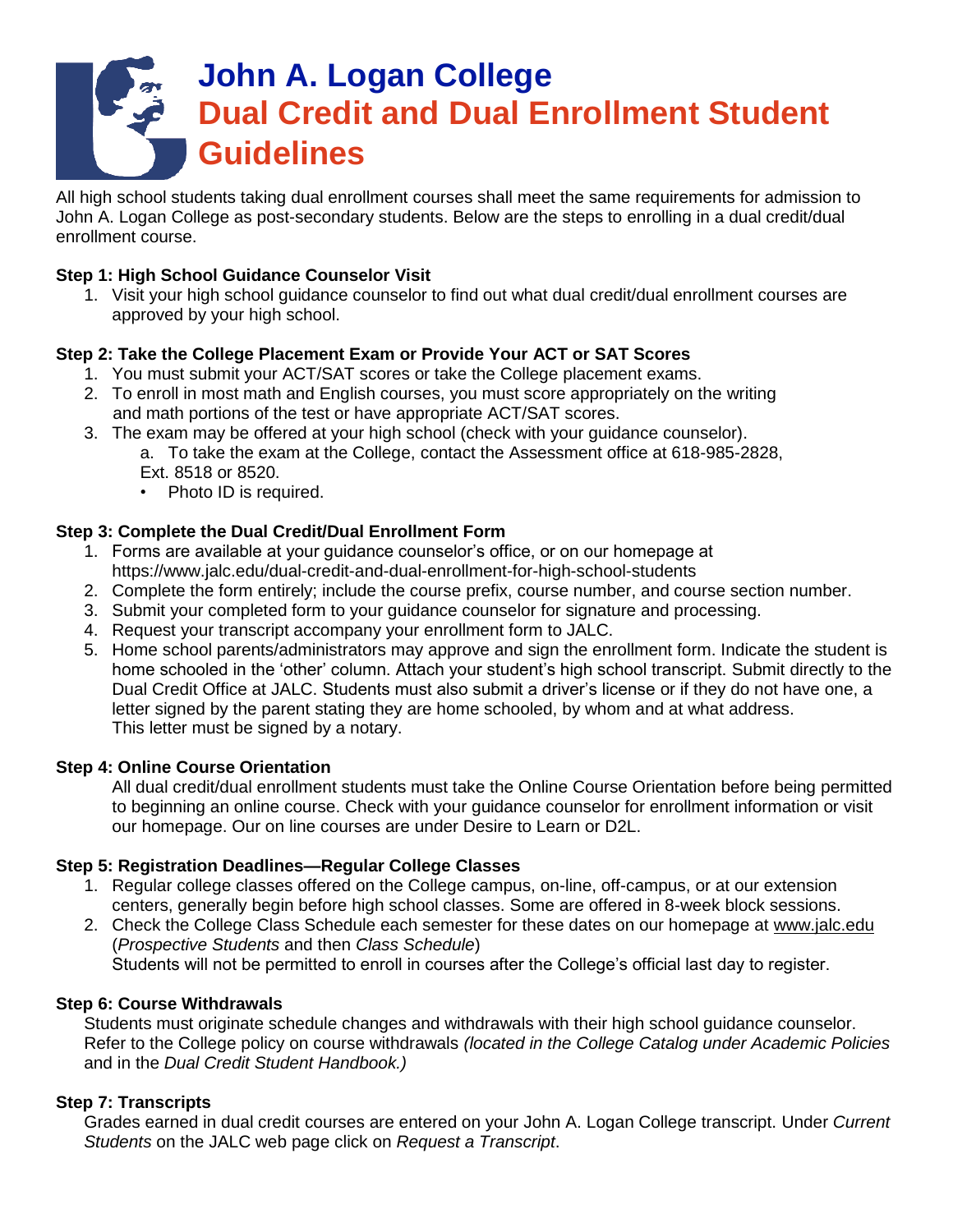# John A. Logan College
## Dual Credit and Dual Enrollment Student Guidelines

All high school students taking dual enrollment courses shall meet the same requirements for admission to John A. Logan College as post-secondary students. Below are the steps to enrolling in a dual credit/dual enrollment course.

**Step 1: High School Guidance Counselor Visit**

1. Visit your high school guidance counselor to find out what dual credit/dual enrollment courses are approved by your high school.

**Step 2: Take the College Placement Exam or Provide Your ACT or SAT Scores**

1. You must submit your ACT/SAT scores or take the College placement exams.
2. To enroll in most math and English courses, you must score appropriately on the writing and math portions of the test or have appropriate ACT/SAT scores.
3. The exam may be offered at your high school (check with your guidance counselor).
   a. To take the exam at the College, contact the Assessment office at 618-985-2828, Ext. 8518 or 8520.
   - Photo ID is required.

**Step 3: Complete the Dual Credit/Dual Enrollment Form**

1. Forms are available at your guidance counselor's office, or on our homepage at https://www.jalc.edu/dual-credit-and-dual-enrollment-for-high-school-students
2. Complete the form entirely; include the course prefix, course number, and course section number.
3. Submit your completed form to your guidance counselor for signature and processing.
4. Request your transcript accompany your enrollment form to JALC.
5. Home school parents/administrators may approve and sign the enrollment form. Indicate the student is home schooled in the 'other' column. Attach your student's high school transcript. Submit directly to the Dual Credit Office at JALC. Students must also submit a driver's license or if they do not have one, a letter signed by the parent stating they are home schooled, by whom and at what address. This letter must be signed by a notary.

**Step 4: Online Course Orientation**

All dual credit/dual enrollment students must take the Online Course Orientation before being permitted to beginning an online course. Check with your guidance counselor for enrollment information or visit our homepage. Our on line courses are under Desire to Learn or D2L.

**Step 5: Registration Deadlines—Regular College Classes**

1. Regular college classes offered on the College campus, on-line, off-campus, or at our extension centers, generally begin before high school classes. Some are offered in 8-week block sessions.
2. Check the College Class Schedule each semester for these dates on our homepage at www.jalc.edu (*Prospective Students* and then *Class Schedule*)
   Students will not be permitted to enroll in courses after the College's official last day to register.

**Step 6: Course Withdrawals**

Students must originate schedule changes and withdrawals with their high school guidance counselor. Refer to the College policy on course withdrawals *(located in the College Catalog under Academic Policies* and in the *Dual Credit Student Handbook.)*

**Step 7: Transcripts**

Grades earned in dual credit courses are entered on your John A. Logan College transcript. Under *Current Students* on the JALC web page click on *Request a Transcript*.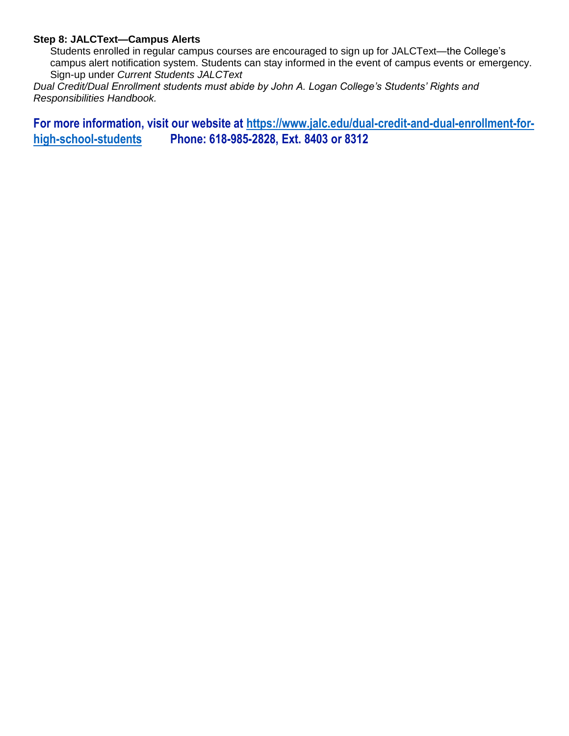**Step 8: JALCText—Campus Alerts**

Students enrolled in regular campus courses are encouraged to sign up for JALCText—the College's campus alert notification system. Students can stay informed in the event of campus events or emergency. Sign-up under *Current Students JALCText*

*Dual Credit/Dual Enrollment students must abide by John A. Logan College's Students' Rights and Responsibilities Handbook.*

**For more information, visit our website at [https://www.jalc.edu/dual-credit-and-dual-enrollment-for-high-school-students](https://www.jalc.edu/dual-credit-and-dual-enrollment-for-high-school-students) Phone: 618-985-2828, Ext. 8403 or 8312**